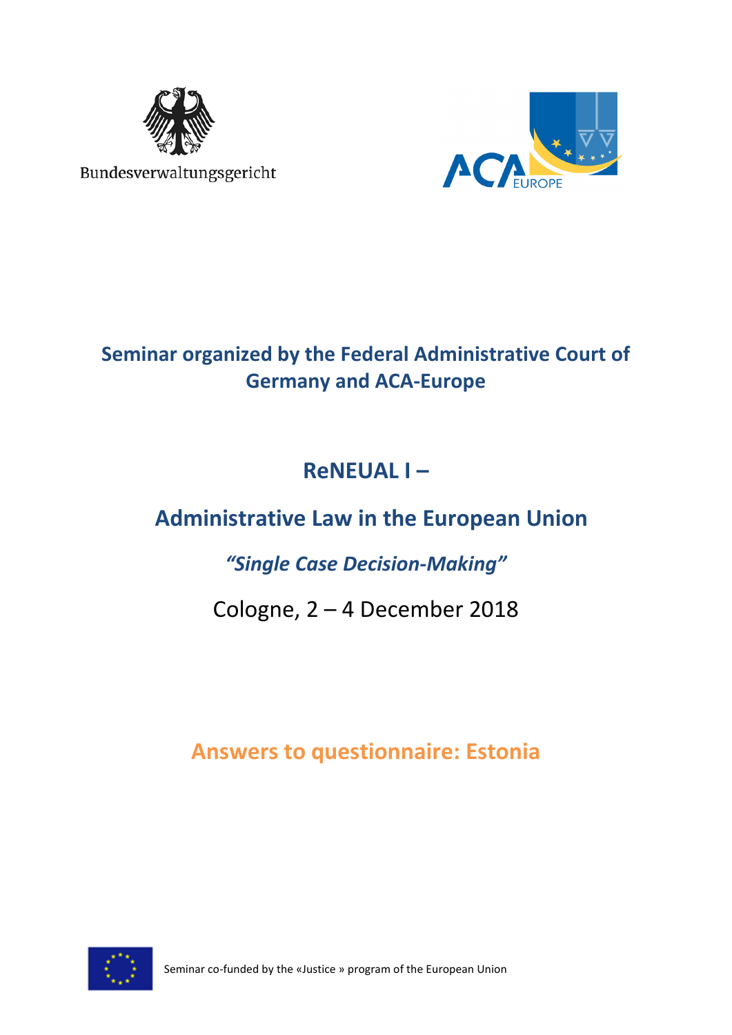Bundesverwaltungsgericht

ACA EUROPE

# Seminar organized by the Federal Administrative Court of Germany and ACA-Europe

## ReNEUAL I –

## Administrative Law in the European Union

### *"Single Case Decision-Making"*

Cologne, 2 – 4 December 2018

## Answers to questionnaire: Estonia

Seminar co-funded by the «Justice » program of the European Union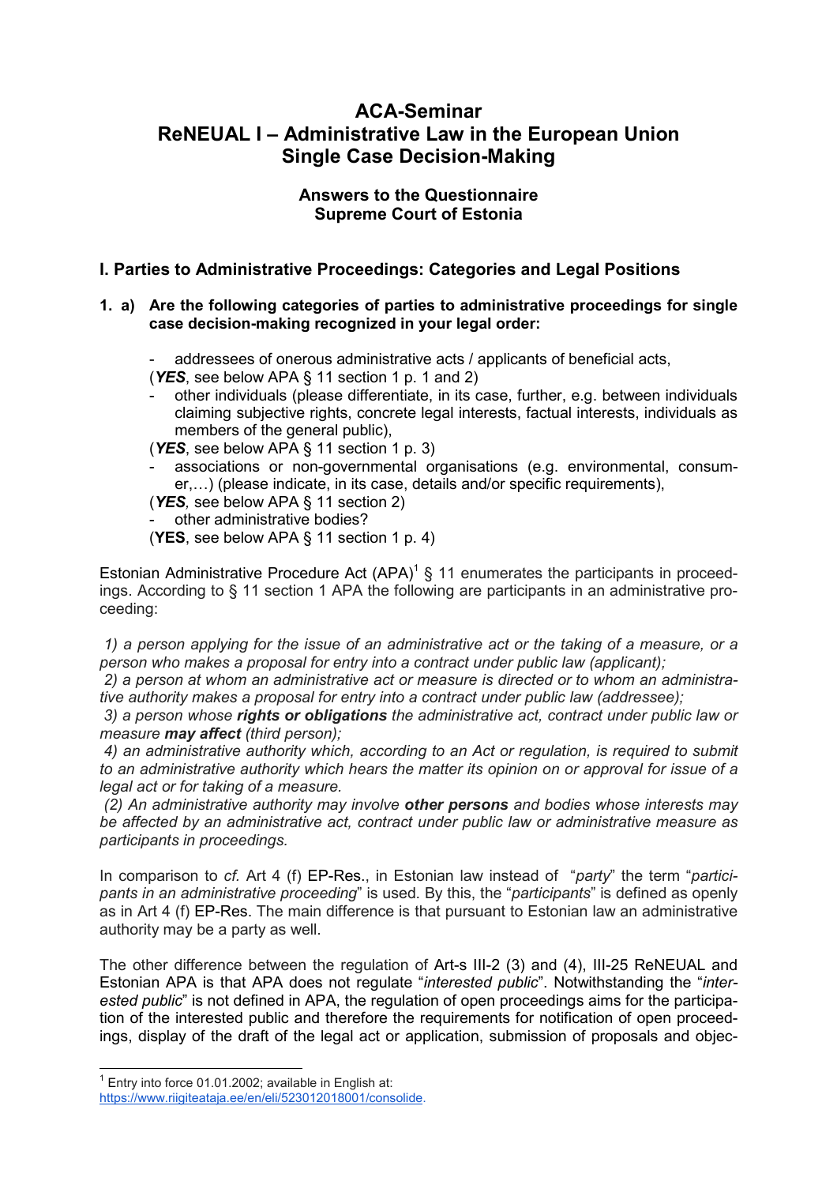# ACA-Seminar
# ReNEUAL I – Administrative Law in the European Union
# Single Case Decision-Making

### Answers to the Questionnaire
### Supreme Court of Estonia

## I. Parties to Administrative Proceedings: Categories and Legal Positions

**1. a) Are the following categories of parties to administrative proceedings for single case decision-making recognized in your legal order:**

- addressees of onerous administrative acts / applicants of beneficial acts,

(***YES***, see below APA § 11 section 1 p. 1 and 2)

- other individuals (please differentiate, in its case, further, e.g. between individuals claiming subjective rights, concrete legal interests, factual interests, individuals as members of the general public),

(***YES***, see below APA § 11 section 1 p. 3)

- associations or non-governmental organisations (e.g. environmental, consumer,…) (please indicate, in its case, details and/or specific requirements),

(***YES***, see below APA § 11 section 2)

- other administrative bodies?

(**YES**, see below APA § 11 section 1 p. 4)

Estonian Administrative Procedure Act (APA)[1] § 11 enumerates the participants in proceedings. According to § 11 section 1 APA the following are participants in an administrative proceeding:

*1) a person applying for the issue of an administrative act or the taking of a measure, or a person who makes a proposal for entry into a contract under public law (applicant);*

*2) a person at whom an administrative act or measure is directed or to whom an administrative authority makes a proposal for entry into a contract under public law (addressee);*

*3) a person whose **rights or obligations** the administrative act, contract under public law or measure **may affect** (third person);*

*4) an administrative authority which, according to an Act or regulation, is required to submit to an administrative authority which hears the matter its opinion on or approval for issue of a legal act or for taking of a measure.*

*(2) An administrative authority may involve **other persons** and bodies whose interests may be affected by an administrative act, contract under public law or administrative measure as participants in proceedings.*

In comparison to *cf.* Art 4 (f) EP-Res., in Estonian law instead of "*party*" the term "*participants in an administrative proceeding*" is used. By this, the "*participants*" is defined as openly as in Art 4 (f) EP-Res. The main difference is that pursuant to Estonian law an administrative authority may be a party as well.

The other difference between the regulation of Art-s III-2 (3) and (4), III-25 ReNEUAL and Estonian APA is that APA does not regulate "*interested public*". Notwithstanding the "*interested public*" is not defined in APA, the regulation of open proceedings aims for the participation of the interested public and therefore the requirements for notification of open proceedings, display of the draft of the legal act or application, submission of proposals and objec-

[1] Entry into force 01.01.2002; available in English at: https://www.riigiteataja.ee/en/eli/523012018001/consolide.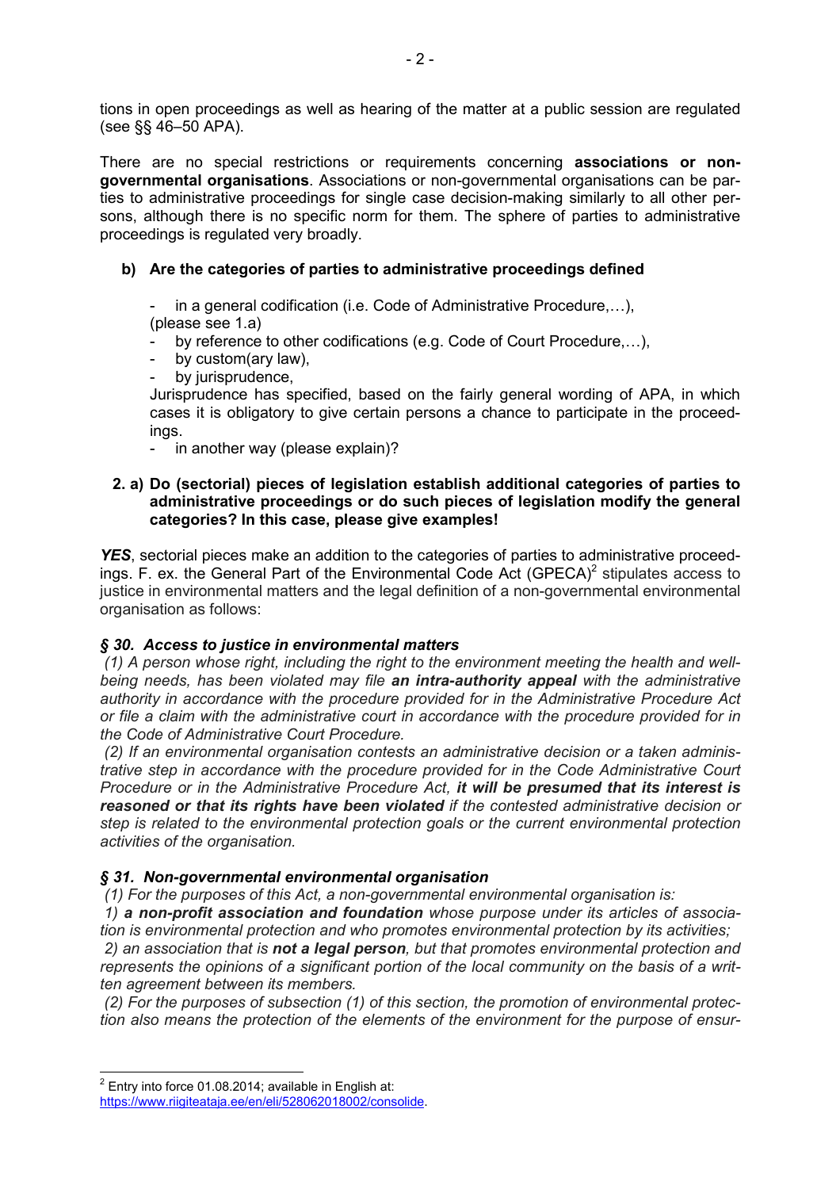tions in open proceedings as well as hearing of the matter at a public session are regulated (see §§ 46–50 APA).

There are no special restrictions or requirements concerning **associations or non-governmental organisations**. Associations or non-governmental organisations can be parties to administrative proceedings for single case decision-making similarly to all other persons, although there is no specific norm for them. The sphere of parties to administrative proceedings is regulated very broadly.

**b) Are the categories of parties to administrative proceedings defined**

- in a general codification (i.e. Code of Administrative Procedure,…),
  (please see 1.a)
- by reference to other codifications (e.g. Code of Court Procedure,…),
- by custom(ary law),
- by jurisprudence,
  Jurisprudence has specified, based on the fairly general wording of APA, in which cases it is obligatory to give certain persons a chance to participate in the proceedings.
- in another way (please explain)?

**2. a) Do (sectorial) pieces of legislation establish additional categories of parties to administrative proceedings or do such pieces of legislation modify the general categories? In this case, please give examples!**

***YES***, sectorial pieces make an addition to the categories of parties to administrative proceedings. F. ex. the General Part of the Environmental Code Act (GPECA)[2] stipulates access to justice in environmental matters and the legal definition of a non-governmental environmental organisation as follows:

***§ 30. Access to justice in environmental matters***

*(1) A person whose right, including the right to the environment meeting the health and well-being needs, has been violated may file* ***an intra-authority appeal*** *with the administrative authority in accordance with the procedure provided for in the Administrative Procedure Act or file a claim with the administrative court in accordance with the procedure provided for in the Code of Administrative Court Procedure.*

*(2) If an environmental organisation contests an administrative decision or a taken administrative step in accordance with the procedure provided for in the Code Administrative Court Procedure or in the Administrative Procedure Act,* ***it will be presumed that its interest is reasoned or that its rights have been violated*** *if the contested administrative decision or step is related to the environmental protection goals or the current environmental protection activities of the organisation.*

***§ 31. Non-governmental environmental organisation***

*(1) For the purposes of this Act, a non-governmental environmental organisation is:*

*1)* ***a non-profit association and foundation*** *whose purpose under its articles of association is environmental protection and who promotes environmental protection by its activities;*

*2) an association that is* ***not a legal person****, but that promotes environmental protection and represents the opinions of a significant portion of the local community on the basis of a written agreement between its members.*

*(2) For the purposes of subsection (1) of this section, the promotion of environmental protection also means the protection of the elements of the environment for the purpose of ensur-*

---

[2] Entry into force 01.08.2014; available in English at: https://www.riigiteataja.ee/en/eli/528062018002/consolide.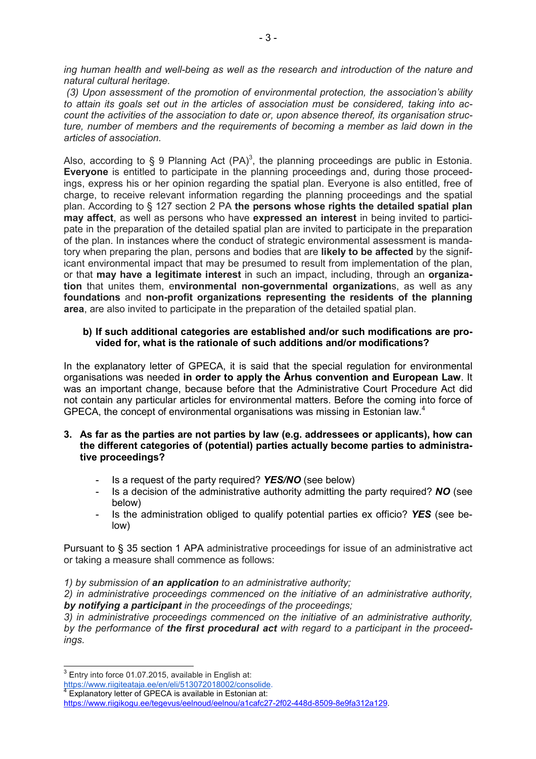*ing human health and well-being as well as the research and introduction of the nature and natural cultural heritage.*

*(3) Upon assessment of the promotion of environmental protection, the association's ability to attain its goals set out in the articles of association must be considered, taking into account the activities of the association to date or, upon absence thereof, its organisation structure, number of members and the requirements of becoming a member as laid down in the articles of association.*

Also, according to § 9 Planning Act (PA)[3], the planning proceedings are public in Estonia. **Everyone** is entitled to participate in the planning proceedings and, during those proceedings, express his or her opinion regarding the spatial plan. Everyone is also entitled, free of charge, to receive relevant information regarding the planning proceedings and the spatial plan. According to § 127 section 2 PA **the persons whose rights the detailed spatial plan may affect**, as well as persons who have **expressed an interest** in being invited to participate in the preparation of the detailed spatial plan are invited to participate in the preparation of the plan. In instances where the conduct of strategic environmental assessment is mandatory when preparing the plan, persons and bodies that are **likely to be affected** by the significant environmental impact that may be presumed to result from implementation of the plan, or that **may have a legitimate interest** in such an impact, including, through an **organization** that unites them, e**nvironmental non-governmental organization**s, as well as any **foundations** and **non-profit organizations representing the residents of the planning area**, are also invited to participate in the preparation of the detailed spatial plan.

**b) If such additional categories are established and/or such modifications are provided for, what is the rationale of such additions and/or modifications?**

In the explanatory letter of GPECA, it is said that the special regulation for environmental organisations was needed **in order to apply the Århus convention and European Law**. It was an important change, because before that the Administrative Court Procedure Act did not contain any particular articles for environmental matters. Before the coming into force of GPECA, the concept of environmental organisations was missing in Estonian law.[4]

**3. As far as the parties are not parties by law (e.g. addressees or applicants), how can the different categories of (potential) parties actually become parties to administrative proceedings?**

- Is a request of the party required? ***YES/NO*** (see below)
- Is a decision of the administrative authority admitting the party required? ***NO*** (see below)
- Is the administration obliged to qualify potential parties ex officio? ***YES*** (see below)

Pursuant to § 35 section 1 APA administrative proceedings for issue of an administrative act or taking a measure shall commence as follows:

*1) by submission of **an application** to an administrative authority;*

*2) in administrative proceedings commenced on the initiative of an administrative authority, **by notifying a participant** in the proceedings of the proceedings;*

*3) in administrative proceedings commenced on the initiative of an administrative authority, by the performance of **the first procedural act** with regard to a participant in the proceedings.*

---

[3] Entry into force 01.07.2015, available in English at: https://www.riigiteataja.ee/en/eli/513072018002/consolide.

[4] Explanatory letter of GPECA is available in Estonian at: https://www.riigikogu.ee/tegevus/eelnoud/eelnou/a1cafc27-2f02-448d-8509-8e9fa312a129.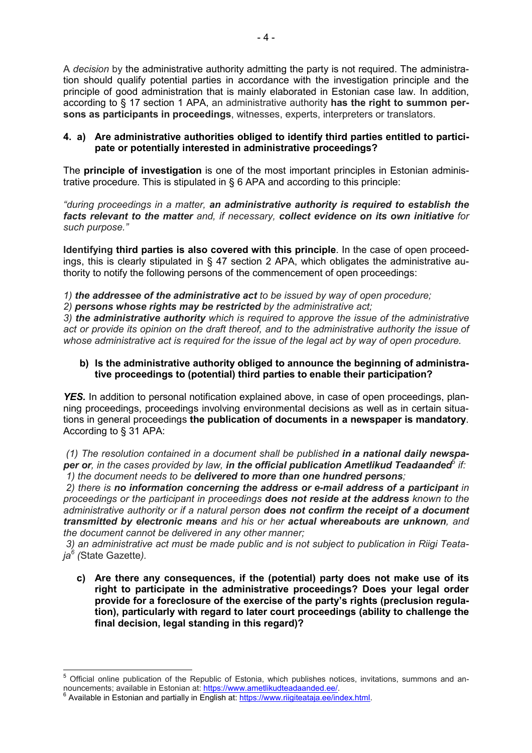A *decision* by the administrative authority admitting the party is not required. The administration should qualify potential parties in accordance with the investigation principle and the principle of good administration that is mainly elaborated in Estonian case law. In addition, according to § 17 section 1 APA, an administrative authority **has the right to summon persons as participants in proceedings**, witnesses, experts, interpreters or translators.

**4. a) Are administrative authorities obliged to identify third parties entitled to participate or potentially interested in administrative proceedings?**

The **principle of investigation** is one of the most important principles in Estonian administrative procedure. This is stipulated in § 6 APA and according to this principle:

*"during proceedings in a matter, **an administrative authority is required to establish the facts relevant to the matter** and, if necessary, **collect evidence on its own initiative** for such purpose."*

**Identifying third parties is also covered with this principle**. In the case of open proceedings, this is clearly stipulated in § 47 section 2 APA, which obligates the administrative authority to notify the following persons of the commencement of open proceedings:

*1) **the addressee of the administrative act** to be issued by way of open procedure;*
*2) **persons whose rights may be restricted** by the administrative act;*
*3) **the administrative authority** which is required to approve the issue of the administrative act or provide its opinion on the draft thereof, and to the administrative authority the issue of whose administrative act is required for the issue of the legal act by way of open procedure.*

**b) Is the administrative authority obliged to announce the beginning of administrative proceedings to (potential) third parties to enable their participation?**

***YES.*** In addition to personal notification explained above, in case of open proceedings, planning proceedings, proceedings involving environmental decisions as well as in certain situations in general proceedings **the publication of documents in a newspaper is mandatory**. According to § 31 APA:

*(1) The resolution contained in a document shall be published **in a national daily newspaper or**, in the cases provided by law, **in the official publication Ametlikud Teadaanded**[5] if:*
*1) the document needs to be **delivered to more than one hundred persons**;*
*2) there is **no information concerning the address or e-mail address of a participant** in proceedings or the participant in proceedings **does not reside at the address** known to the administrative authority or if a natural person **does not confirm the receipt of a document transmitted by electronic means** and his or her **actual whereabouts are unknown**, and the document cannot be delivered in any other manner;*
*3) an administrative act must be made public and is not subject to publication in Riigi Teataja[6] (*State Gazette*).*

**c) Are there any consequences, if the (potential) party does not make use of its right to participate in the administrative proceedings? Does your legal order provide for a foreclosure of the exercise of the party's rights (preclusion regulation), particularly with regard to later court proceedings (ability to challenge the final decision, legal standing in this regard)?**

---

[5] Official online publication of the Republic of Estonia, which publishes notices, invitations, summons and announcements; available in Estonian at: https://www.ametlikudteadaanded.ee/.
[6] Available in Estonian and partially in English at: https://www.riigiteataja.ee/index.html.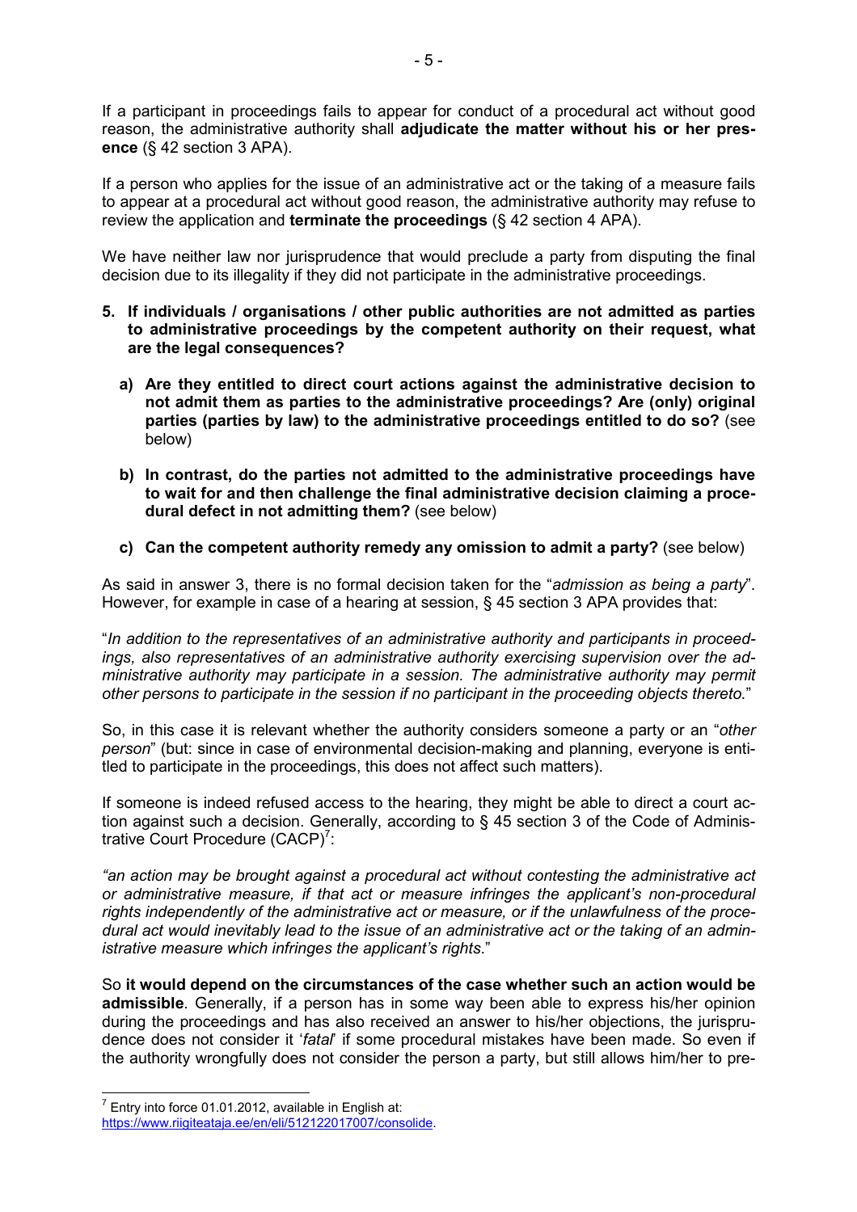If a participant in proceedings fails to appear for conduct of a procedural act without good reason, the administrative authority shall **adjudicate the matter without his or her presence** (§ 42 section 3 APA).

If a person who applies for the issue of an administrative act or the taking of a measure fails to appear at a procedural act without good reason, the administrative authority may refuse to review the application and **terminate the proceedings** (§ 42 section 4 APA).

We have neither law nor jurisprudence that would preclude a party from disputing the final decision due to its illegality if they did not participate in the administrative proceedings.

5. **If individuals / organisations / other public authorities are not admitted as parties to administrative proceedings by the competent authority on their request, what are the legal consequences?**

   a) **Are they entitled to direct court actions against the administrative decision to not admit them as parties to the administrative proceedings? Are (only) original parties (parties by law) to the administrative proceedings entitled to do so?** (see below)

   b) **In contrast, do the parties not admitted to the administrative proceedings have to wait for and then challenge the final administrative decision claiming a procedural defect in not admitting them?** (see below)

   c) **Can the competent authority remedy any omission to admit a party?** (see below)

As said in answer 3, there is no formal decision taken for the "*admission as being a party*". However, for example in case of a hearing at session, § 45 section 3 APA provides that:

"*In addition to the representatives of an administrative authority and participants in proceedings, also representatives of an administrative authority exercising supervision over the administrative authority may participate in a session. The administrative authority may permit other persons to participate in the session if no participant in the proceeding objects thereto.*"

So, in this case it is relevant whether the authority considers someone a party or an "*other person*" (but: since in case of environmental decision-making and planning, everyone is entitled to participate in the proceedings, this does not affect such matters).

If someone is indeed refused access to the hearing, they might be able to direct a court action against such a decision. Generally, according to § 45 section 3 of the Code of Administrative Court Procedure (CACP)[7]:

*"an action may be brought against a procedural act without contesting the administrative act or administrative measure, if that act or measure infringes the applicant's non-procedural rights independently of the administrative act or measure, or if the unlawfulness of the procedural act would inevitably lead to the issue of an administrative act or the taking of an administrative measure which infringes the applicant's rights*."

So **it would depend on the circumstances of the case whether such an action would be admissible**. Generally, if a person has in some way been able to express his/her opinion during the proceedings and has also received an answer to his/her objections, the jurisprudence does not consider it '*fatal*' if some procedural mistakes have been made. So even if the authority wrongfully does not consider the person a party, but still allows him/her to pre-

---

[7] Entry into force 01.01.2012, available in English at: https://www.riigiteataja.ee/en/eli/512122017007/consolide.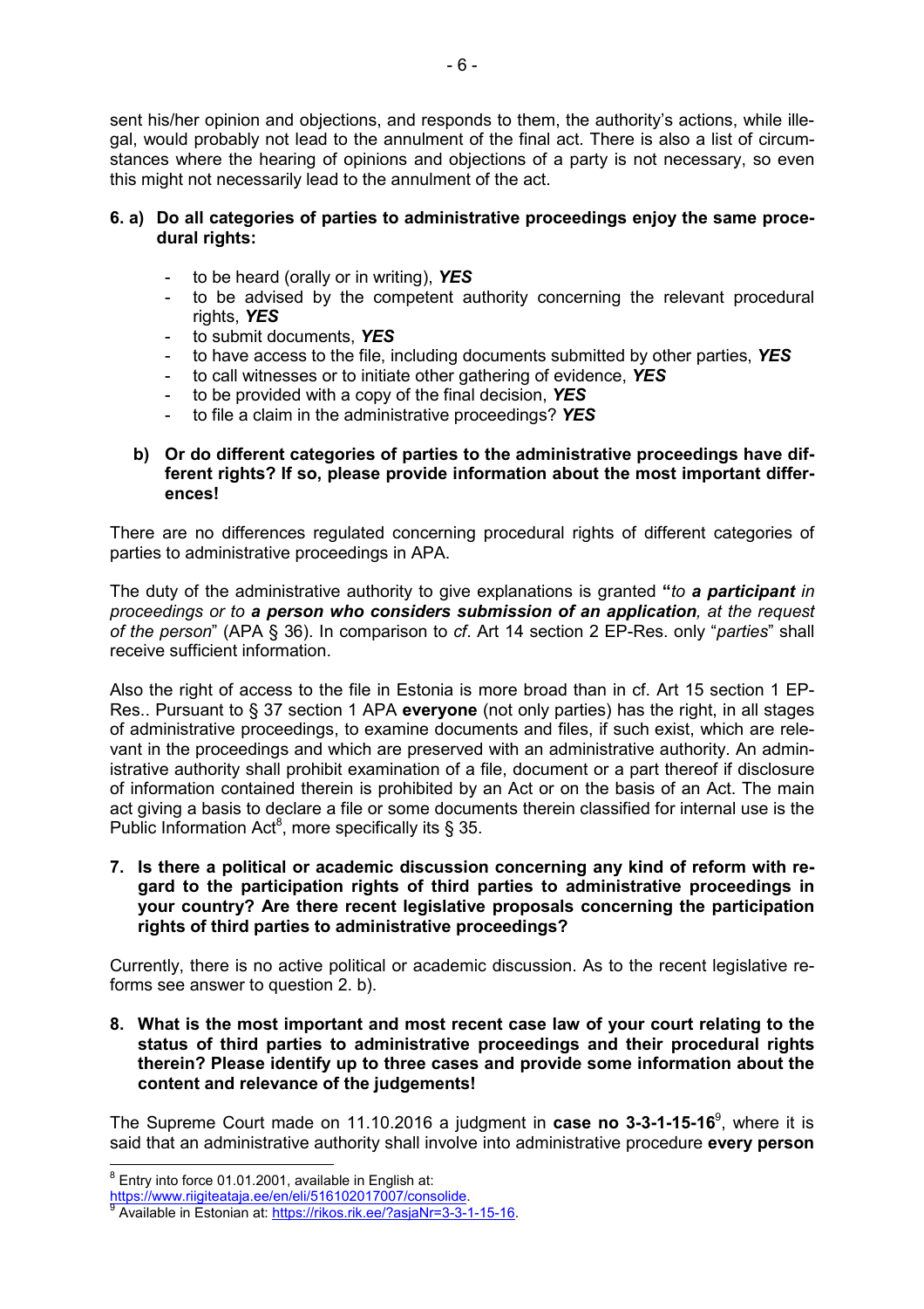sent his/her opinion and objections, and responds to them, the authority's actions, while illegal, would probably not lead to the annulment of the final act. There is also a list of circumstances where the hearing of opinions and objections of a party is not necessary, so even this might not necessarily lead to the annulment of the act.

**6. a) Do all categories of parties to administrative proceedings enjoy the same procedural rights:**

- to be heard (orally or in writing), ***YES***
- to be advised by the competent authority concerning the relevant procedural rights, ***YES***
- to submit documents, ***YES***
- to have access to the file, including documents submitted by other parties, ***YES***
- to call witnesses or to initiate other gathering of evidence, ***YES***
- to be provided with a copy of the final decision, ***YES***
- to file a claim in the administrative proceedings? ***YES***

**b) Or do different categories of parties to the administrative proceedings have different rights? If so, please provide information about the most important differences!**

There are no differences regulated concerning procedural rights of different categories of parties to administrative proceedings in APA.

The duty of the administrative authority to give explanations is granted **"***to **a participant** in proceedings or to **a person who considers submission of an application**, at the request of the person*" (APA § 36). In comparison to *cf*. Art 14 section 2 EP-Res. only "*parties*" shall receive sufficient information.

Also the right of access to the file in Estonia is more broad than in cf. Art 15 section 1 EP-Res.. Pursuant to § 37 section 1 APA **everyone** (not only parties) has the right, in all stages of administrative proceedings, to examine documents and files, if such exist, which are relevant in the proceedings and which are preserved with an administrative authority. An administrative authority shall prohibit examination of a file, document or a part thereof if disclosure of information contained therein is prohibited by an Act or on the basis of an Act. The main act giving a basis to declare a file or some documents therein classified for internal use is the Public Information Act[8], more specifically its § 35.

**7. Is there a political or academic discussion concerning any kind of reform with regard to the participation rights of third parties to administrative proceedings in your country? Are there recent legislative proposals concerning the participation rights of third parties to administrative proceedings?**

Currently, there is no active political or academic discussion. As to the recent legislative reforms see answer to question 2. b).

**8. What is the most important and most recent case law of your court relating to the status of third parties to administrative proceedings and their procedural rights therein? Please identify up to three cases and provide some information about the content and relevance of the judgements!**

The Supreme Court made on 11.10.2016 a judgment in **case no 3-3-1-15-16**[9], where it is said that an administrative authority shall involve into administrative procedure **every person**

[8] Entry into force 01.01.2001, available in English at: https://www.riigiteataja.ee/en/eli/516102017007/consolide.

[9] Available in Estonian at: https://rikos.rik.ee/?asjaNr=3-3-1-15-16.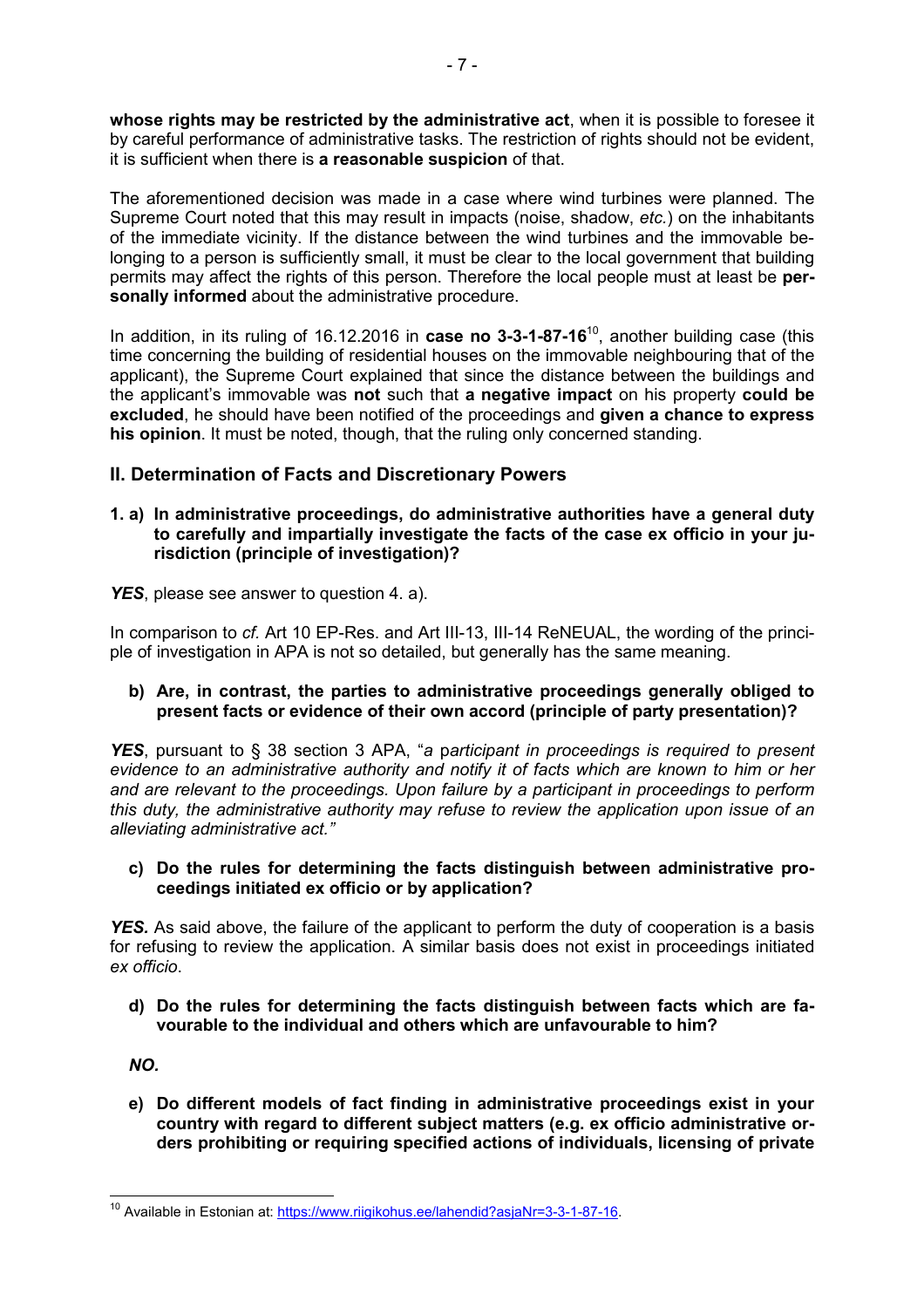**whose rights may be restricted by the administrative act**, when it is possible to foresee it by careful performance of administrative tasks. The restriction of rights should not be evident, it is sufficient when there is **a reasonable suspicion** of that.

The aforementioned decision was made in a case where wind turbines were planned. The Supreme Court noted that this may result in impacts (noise, shadow, *etc.*) on the inhabitants of the immediate vicinity. If the distance between the wind turbines and the immovable belonging to a person is sufficiently small, it must be clear to the local government that building permits may affect the rights of this person. Therefore the local people must at least be **personally informed** about the administrative procedure.

In addition, in its ruling of 16.12.2016 in **case no 3-3-1-87-16**[10], another building case (this time concerning the building of residential houses on the immovable neighbouring that of the applicant), the Supreme Court explained that since the distance between the buildings and the applicant's immovable was **not** such that **a negative impact** on his property **could be excluded**, he should have been notified of the proceedings and **given a chance to express his opinion**. It must be noted, though, that the ruling only concerned standing.

## II. Determination of Facts and Discretionary Powers

**1. a) In administrative proceedings, do administrative authorities have a general duty to carefully and impartially investigate the facts of the case ex officio in your jurisdiction (principle of investigation)?**

***YES***, please see answer to question 4. a).

In comparison to *cf.* Art 10 EP-Res. and Art III-13, III-14 ReNEUAL, the wording of the principle of investigation in APA is not so detailed, but generally has the same meaning.

**b) Are, in contrast, the parties to administrative proceedings generally obliged to present facts or evidence of their own accord (principle of party presentation)?**

***YES***, pursuant to § 38 section 3 APA, "*a participant in proceedings is required to present evidence to an administrative authority and notify it of facts which are known to him or her and are relevant to the proceedings. Upon failure by a participant in proceedings to perform this duty, the administrative authority may refuse to review the application upon issue of an alleviating administrative act.*"

**c) Do the rules for determining the facts distinguish between administrative proceedings initiated ex officio or by application?**

***YES.*** As said above, the failure of the applicant to perform the duty of cooperation is a basis for refusing to review the application. A similar basis does not exist in proceedings initiated *ex officio*.

**d) Do the rules for determining the facts distinguish between facts which are favourable to the individual and others which are unfavourable to him?**

***NO.***

**e) Do different models of fact finding in administrative proceedings exist in your country with regard to different subject matters (e.g. ex officio administrative orders prohibiting or requiring specified actions of individuals, licensing of private**

[10] Available in Estonian at: https://www.riigikohus.ee/lahendid?asjaNr=3-3-1-87-16.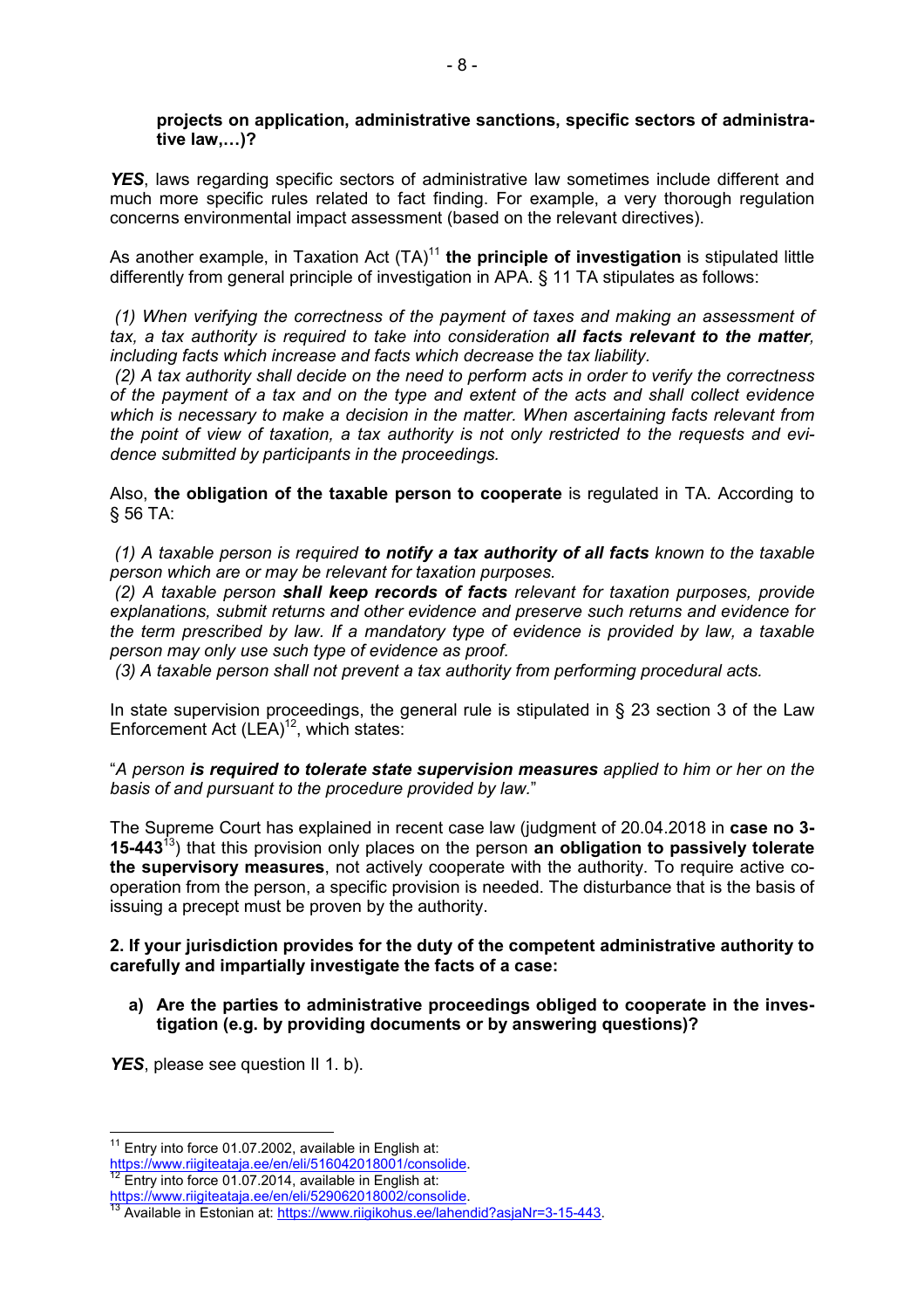**projects on application, administrative sanctions, specific sectors of administrative law,…)?**

***YES***, laws regarding specific sectors of administrative law sometimes include different and much more specific rules related to fact finding. For example, a very thorough regulation concerns environmental impact assessment (based on the relevant directives).

As another example, in Taxation Act (TA)[11] **the principle of investigation** is stipulated little differently from general principle of investigation in APA. § 11 TA stipulates as follows:

*(1) When verifying the correctness of the payment of taxes and making an assessment of tax, a tax authority is required to take into consideration **all facts relevant to the matter**, including facts which increase and facts which decrease the tax liability.*
*(2) A tax authority shall decide on the need to perform acts in order to verify the correctness of the payment of a tax and on the type and extent of the acts and shall collect evidence which is necessary to make a decision in the matter. When ascertaining facts relevant from the point of view of taxation, a tax authority is not only restricted to the requests and evidence submitted by participants in the proceedings.*

Also, **the obligation of the taxable person to cooperate** is regulated in TA. According to § 56 TA:

*(1) A taxable person is required **to notify a tax authority of all facts** known to the taxable person which are or may be relevant for taxation purposes.*
*(2) A taxable person **shall keep records of facts** relevant for taxation purposes, provide explanations, submit returns and other evidence and preserve such returns and evidence for the term prescribed by law. If a mandatory type of evidence is provided by law, a taxable person may only use such type of evidence as proof.*
*(3) A taxable person shall not prevent a tax authority from performing procedural acts.*

In state supervision proceedings, the general rule is stipulated in § 23 section 3 of the Law Enforcement Act (LEA)[12], which states:

"*A person **is required to tolerate state supervision measures** applied to him or her on the basis of and pursuant to the procedure provided by law.*"

The Supreme Court has explained in recent case law (judgment of 20.04.2018 in **case no 3-15-443**[13]) that this provision only places on the person **an obligation to passively tolerate the supervisory measures**, not actively cooperate with the authority. To require active cooperation from the person, a specific provision is needed. The disturbance that is the basis of issuing a precept must be proven by the authority.

**2. If your jurisdiction provides for the duty of the competent administrative authority to carefully and impartially investigate the facts of a case:**

**a) Are the parties to administrative proceedings obliged to cooperate in the investigation (e.g. by providing documents or by answering questions)?**

***YES***, please see question II 1. b).

---

[11] Entry into force 01.07.2002, available in English at: https://www.riigiteataja.ee/en/eli/516042018001/consolide.
[12] Entry into force 01.07.2014, available in English at: https://www.riigiteataja.ee/en/eli/529062018002/consolide.
[13] Available in Estonian at: https://www.riigikohus.ee/lahendid?asjaNr=3-15-443.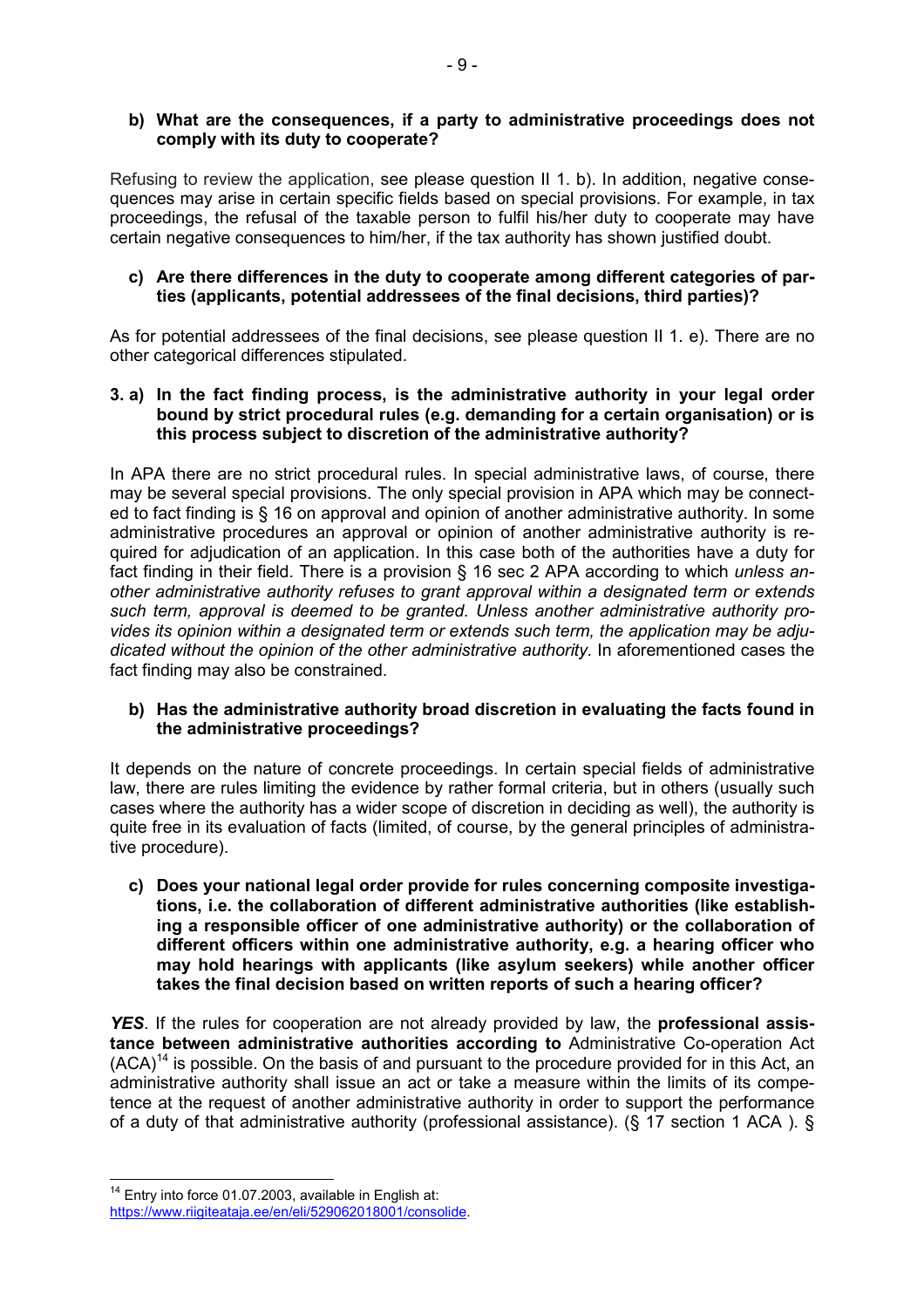**b) What are the consequences, if a party to administrative proceedings does not comply with its duty to cooperate?**

Refusing to review the application, see please question II 1. b). In addition, negative consequences may arise in certain specific fields based on special provisions. For example, in tax proceedings, the refusal of the taxable person to fulfil his/her duty to cooperate may have certain negative consequences to him/her, if the tax authority has shown justified doubt.

**c) Are there differences in the duty to cooperate among different categories of parties (applicants, potential addressees of the final decisions, third parties)?**

As for potential addressees of the final decisions, see please question II 1. e). There are no other categorical differences stipulated.

**3. a) In the fact finding process, is the administrative authority in your legal order bound by strict procedural rules (e.g. demanding for a certain organisation) or is this process subject to discretion of the administrative authority?**

In APA there are no strict procedural rules. In special administrative laws, of course, there may be several special provisions. The only special provision in APA which may be connected to fact finding is § 16 on approval and opinion of another administrative authority. In some administrative procedures an approval or opinion of another administrative authority is required for adjudication of an application. In this case both of the authorities have a duty for fact finding in their field. There is a provision § 16 sec 2 APA according to which *unless another administrative authority refuses to grant approval within a designated term or extends such term, approval is deemed to be granted. Unless another administrative authority provides its opinion within a designated term or extends such term, the application may be adjudicated without the opinion of the other administrative authority.* In aforementioned cases the fact finding may also be constrained.

**b) Has the administrative authority broad discretion in evaluating the facts found in the administrative proceedings?**

It depends on the nature of concrete proceedings. In certain special fields of administrative law, there are rules limiting the evidence by rather formal criteria, but in others (usually such cases where the authority has a wider scope of discretion in deciding as well), the authority is quite free in its evaluation of facts (limited, of course, by the general principles of administrative procedure).

**c) Does your national legal order provide for rules concerning composite investigations, i.e. the collaboration of different administrative authorities (like establishing a responsible officer of one administrative authority) or the collaboration of different officers within one administrative authority, e.g. a hearing officer who may hold hearings with applicants (like asylum seekers) while another officer takes the final decision based on written reports of such a hearing officer?**

***YES***. If the rules for cooperation are not already provided by law, the **professional assistance between administrative authorities according to** Administrative Co-operation Act (ACA)[14] is possible. On the basis of and pursuant to the procedure provided for in this Act, an administrative authority shall issue an act or take a measure within the limits of its competence at the request of another administrative authority in order to support the performance of a duty of that administrative authority (professional assistance). (§ 17 section 1 ACA ). §

---

[14] Entry into force 01.07.2003, available in English at: https://www.riigiteataja.ee/en/eli/529062018001/consolide.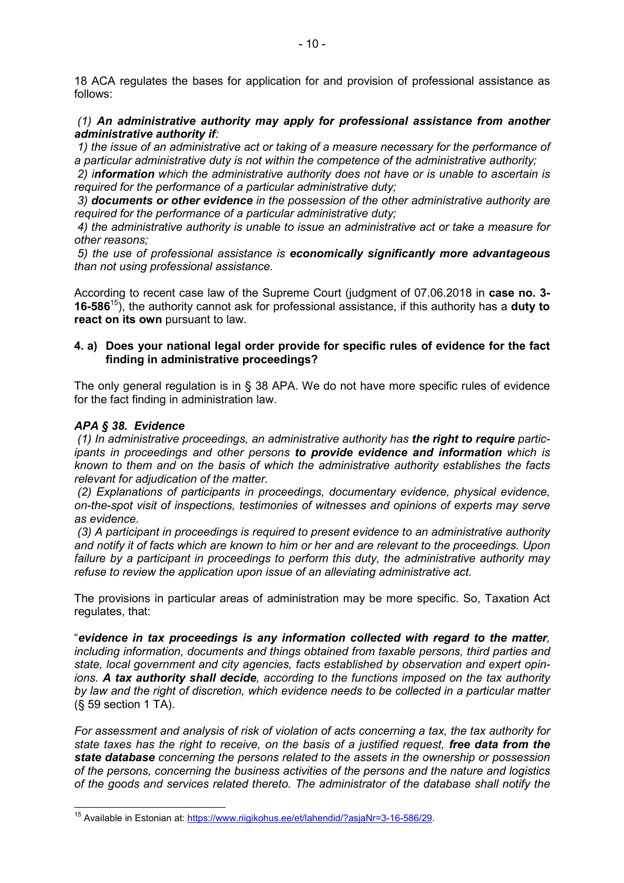18 ACA regulates the bases for application for and provision of professional assistance as follows:

*(1)* ***An administrative authority may apply for professional assistance from another administrative authority if****:*

*1) the issue of an administrative act or taking of a measure necessary for the performance of a particular administrative duty is not within the competence of the administrative authority;*

*2) i**nformation** which the administrative authority does not have or is unable to ascertain is required for the performance of a particular administrative duty;*

*3)* ***documents or other evidence*** *in the possession of the other administrative authority are required for the performance of a particular administrative duty;*

*4) the administrative authority is unable to issue an administrative act or take a measure for other reasons;*

*5) the use of professional assistance is* ***economically significantly more advantageous*** *than not using professional assistance.*

According to recent case law of the Supreme Court (judgment of 07.06.2018 in **case no. 3-16-586**[15]), the authority cannot ask for professional assistance, if this authority has a **duty to react on its own** pursuant to law.

## 4. a) Does your national legal order provide for specific rules of evidence for the fact finding in administrative proceedings?

The only general regulation is in § 38 APA. We do not have more specific rules of evidence for the fact finding in administration law.

***APA § 38. Evidence***

*(1) In administrative proceedings, an administrative authority has* ***the right to require*** *participants in proceedings and other persons* ***to provide evidence and information*** *which is known to them and on the basis of which the administrative authority establishes the facts relevant for adjudication of the matter.*

*(2) Explanations of participants in proceedings, documentary evidence, physical evidence, on-the-spot visit of inspections, testimonies of witnesses and opinions of experts may serve as evidence.*

*(3) A participant in proceedings is required to present evidence to an administrative authority and notify it of facts which are known to him or her and are relevant to the proceedings. Upon failure by a participant in proceedings to perform this duty, the administrative authority may refuse to review the application upon issue of an alleviating administrative act.*

The provisions in particular areas of administration may be more specific. So, Taxation Act regulates, that:

"***evidence in tax proceedings is any information collected with regard to the matter****, including information, documents and things obtained from taxable persons, third parties and state, local government and city agencies, facts established by observation and expert opinions.* ***A tax authority shall decide****, according to the functions imposed on the tax authority by law and the right of discretion, which evidence needs to be collected in a particular matter* (§ 59 section 1 TA).

*For assessment and analysis of risk of violation of acts concerning a tax, the tax authority for state taxes has the right to receive, on the basis of a justified request,* ***free data from the state database*** *concerning the persons related to the assets in the ownership or possession of the persons, concerning the business activities of the persons and the nature and logistics of the goods and services related thereto. The administrator of the database shall notify the*

[15] Available in Estonian at: https://www.riigikohus.ee/et/lahendid/?asjaNr=3-16-586/29.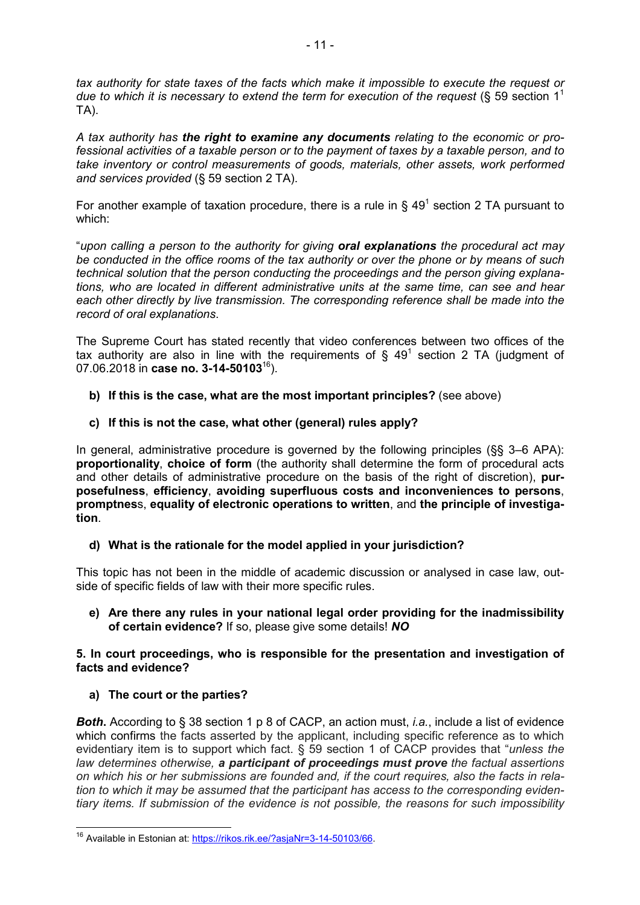*tax authority for state taxes of the facts which make it impossible to execute the request or due to which it is necessary to extend the term for execution of the request* (§ 59 section 1[1] TA).

*A tax authority has **the right to examine any documents** relating to the economic or professional activities of a taxable person or to the payment of taxes by a taxable person, and to take inventory or control measurements of goods, materials, other assets, work performed and services provided* (§ 59 section 2 TA).

For another example of taxation procedure, there is a rule in § 49[1] section 2 TA pursuant to which:

"*upon calling a person to the authority for giving **oral explanations** the procedural act may be conducted in the office rooms of the tax authority or over the phone or by means of such technical solution that the person conducting the proceedings and the person giving explanations, who are located in different administrative units at the same time, can see and hear each other directly by live transmission. The corresponding reference shall be made into the record of oral explanations*.

The Supreme Court has stated recently that video conferences between two offices of the tax authority are also in line with the requirements of § 49[1] section 2 TA (judgment of 07.06.2018 in **case no. 3-14-50103**[16]).

- **b) If this is the case, what are the most important principles?** (see above)

- **c) If this is not the case, what other (general) rules apply?**

In general, administrative procedure is governed by the following principles (§§ 3–6 APA): **proportionality**, **choice of form** (the authority shall determine the form of procedural acts and other details of administrative procedure on the basis of the right of discretion), **purposefulness**, **efficiency**, **avoiding superfluous costs and inconveniences to persons**, **promptness**, **equality of electronic operations to written**, and **the principle of investigation**.

- **d) What is the rationale for the model applied in your jurisdiction?**

This topic has not been in the middle of academic discussion or analysed in case law, outside of specific fields of law with their more specific rules.

- **e) Are there any rules in your national legal order providing for the inadmissibility of certain evidence?** If so, please give some details! ***NO***

**5. In court proceedings, who is responsible for the presentation and investigation of facts and evidence?**

- **a) The court or the parties?**

***Both***. According to § 38 section 1 p 8 of CACP, an action must, *i.a.*, include a list of evidence which confirms the facts asserted by the applicant, including specific reference as to which evidentiary item is to support which fact. § 59 section 1 of CACP provides that "*unless the law determines otherwise, **a participant of proceedings must prove** the factual assertions on which his or her submissions are founded and, if the court requires, also the facts in relation to which it may be assumed that the participant has access to the corresponding evidentiary items. If submission of the evidence is not possible, the reasons for such impossibility*

[16] Available in Estonian at: https://rikos.rik.ee/?asjaNr=3-14-50103/66.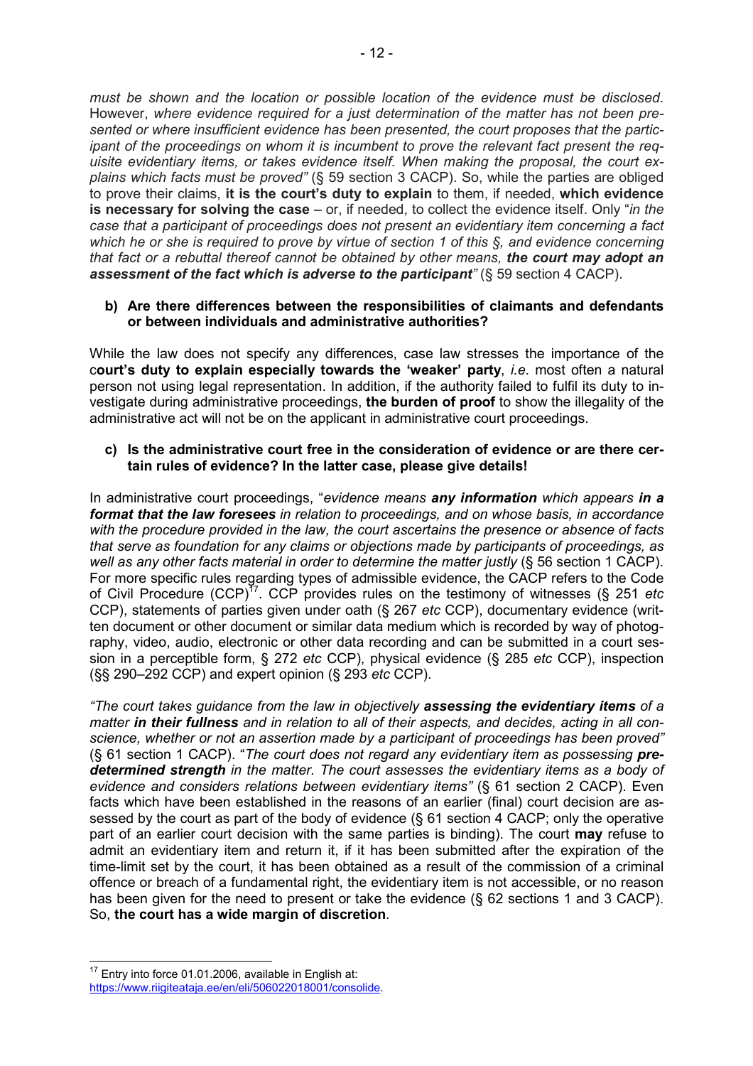*must be shown and the location or possible location of the evidence must be disclosed*. However, *where evidence required for a just determination of the matter has not been presented or where insufficient evidence has been presented, the court proposes that the participant of the proceedings on whom it is incumbent to prove the relevant fact present the requisite evidentiary items, or takes evidence itself. When making the proposal, the court explains which facts must be proved"* (§ 59 section 3 CACP). So, while the parties are obliged to prove their claims, **it is the court's duty to explain** to them, if needed, **which evidence is necessary for solving the case** – or, if needed, to collect the evidence itself. Only "*in the case that a participant of proceedings does not present an evidentiary item concerning a fact which he or she is required to prove by virtue of section 1 of this §, and evidence concerning that fact or a rebuttal thereof cannot be obtained by other means, **the court may adopt an assessment of the fact which is adverse to the participant**"* (§ 59 section 4 CACP).

**b) Are there differences between the responsibilities of claimants and defendants or between individuals and administrative authorities?**

While the law does not specify any differences, case law stresses the importance of the c**ourt's duty to explain especially towards the 'weaker' party**, *i.e.* most often a natural person not using legal representation. In addition, if the authority failed to fulfil its duty to investigate during administrative proceedings, **the burden of proof** to show the illegality of the administrative act will not be on the applicant in administrative court proceedings.

**c) Is the administrative court free in the consideration of evidence or are there certain rules of evidence? In the latter case, please give details!**

In administrative court proceedings, "*evidence means **any information** which appears **in a format that the law foresees** in relation to proceedings, and on whose basis, in accordance with the procedure provided in the law, the court ascertains the presence or absence of facts that serve as foundation for any claims or objections made by participants of proceedings, as well as any other facts material in order to determine the matter justly* (§ 56 section 1 CACP). For more specific rules regarding types of admissible evidence, the CACP refers to the Code of Civil Procedure (CCP)[17]. CCP provides rules on the testimony of witnesses (§ 251 *etc* CCP), statements of parties given under oath (§ 267 *etc* CCP), documentary evidence (written document or other document or similar data medium which is recorded by way of photography, video, audio, electronic or other data recording and can be submitted in a court session in a perceptible form, § 272 *etc* CCP), physical evidence (§ 285 *etc* CCP), inspection (§§ 290–292 CCP) and expert opinion (§ 293 *etc* CCP).

*"The court takes guidance from the law in objectively **assessing the evidentiary items** of a matter **in their fullness** and in relation to all of their aspects, and decides, acting in all conscience, whether or not an assertion made by a participant of proceedings has been proved"* (§ 61 section 1 CACP). "*The court does not regard any evidentiary item as possessing **predetermined strength** in the matter. The court assesses the evidentiary items as a body of evidence and considers relations between evidentiary items"* (§ 61 section 2 CACP). Even facts which have been established in the reasons of an earlier (final) court decision are assessed by the court as part of the body of evidence (§ 61 section 4 CACP; only the operative part of an earlier court decision with the same parties is binding). The court **may** refuse to admit an evidentiary item and return it, if it has been submitted after the expiration of the time-limit set by the court, it has been obtained as a result of the commission of a criminal offence or breach of a fundamental right, the evidentiary item is not accessible, or no reason has been given for the need to present or take the evidence (§ 62 sections 1 and 3 CACP). So, **the court has a wide margin of discretion**.

[17] Entry into force 01.01.2006, available in English at: https://www.riigiteataja.ee/en/eli/506022018001/consolide.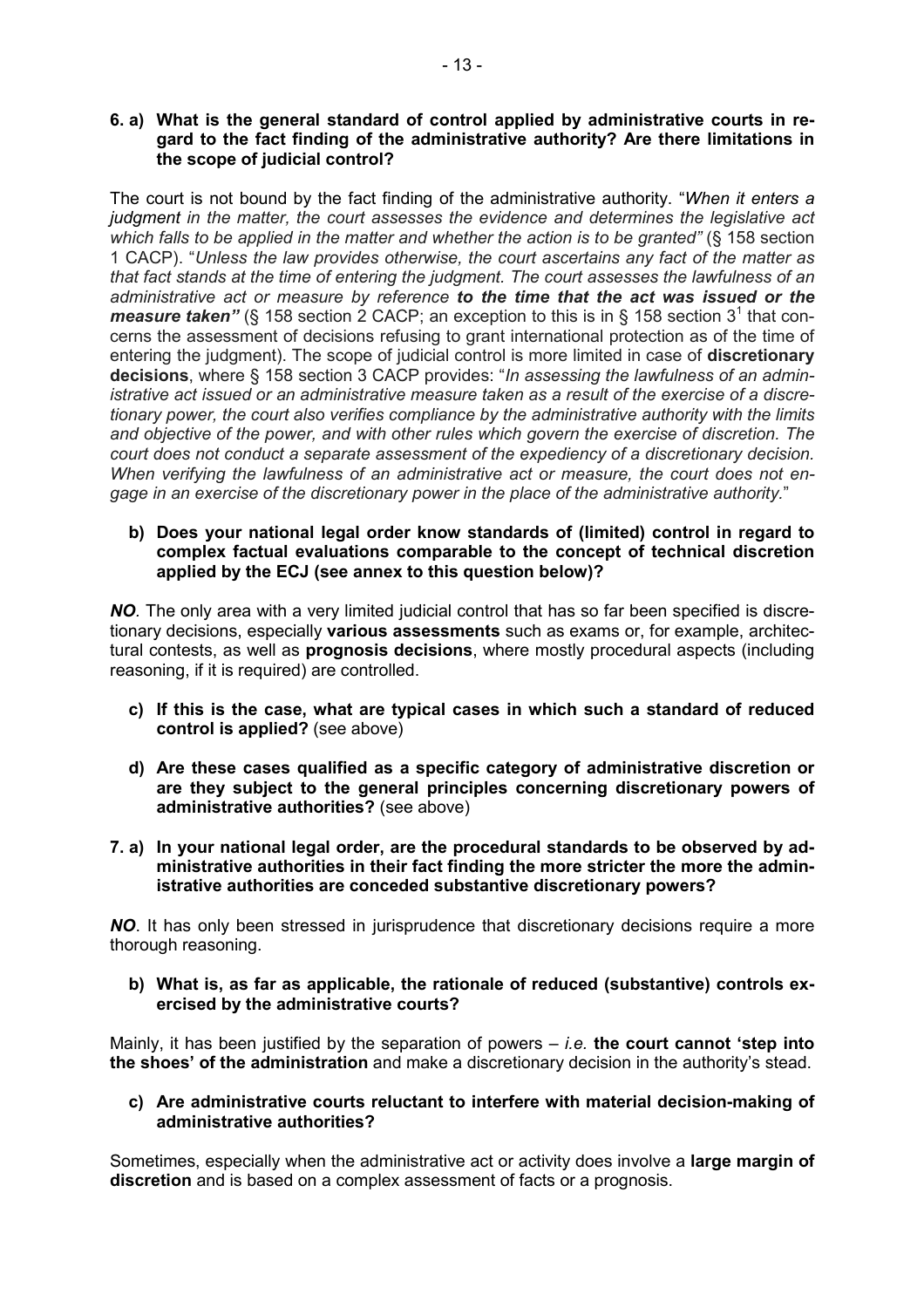**6. a) What is the general standard of control applied by administrative courts in regard to the fact finding of the administrative authority? Are there limitations in the scope of judicial control?**

The court is not bound by the fact finding of the administrative authority. "*When it enters a judgment in the matter, the court assesses the evidence and determines the legislative act which falls to be applied in the matter and whether the action is to be granted"* (§ 158 section 1 CACP). "*Unless the law provides otherwise, the court ascertains any fact of the matter as that fact stands at the time of entering the judgment. The court assesses the lawfulness of an administrative act or measure by reference **to the time that the act was issued or the measure taken"*** (§ 158 section 2 CACP; an exception to this is in § 158 section 3[1] that concerns the assessment of decisions refusing to grant international protection as of the time of entering the judgment). The scope of judicial control is more limited in case of **discretionary decisions**, where § 158 section 3 CACP provides: "*In assessing the lawfulness of an administrative act issued or an administrative measure taken as a result of the exercise of a discretionary power, the court also verifies compliance by the administrative authority with the limits and objective of the power, and with other rules which govern the exercise of discretion. The court does not conduct a separate assessment of the expediency of a discretionary decision. When verifying the lawfulness of an administrative act or measure, the court does not engage in an exercise of the discretionary power in the place of the administrative authority.*"

**b) Does your national legal order know standards of (limited) control in regard to complex factual evaluations comparable to the concept of technical discretion applied by the ECJ (see annex to this question below)?**

***NO***. The only area with a very limited judicial control that has so far been specified is discretionary decisions, especially **various assessments** such as exams or, for example, architectural contests, as well as **prognosis decisions**, where mostly procedural aspects (including reasoning, if it is required) are controlled.

**c) If this is the case, what are typical cases in which such a standard of reduced control is applied?** (see above)

**d) Are these cases qualified as a specific category of administrative discretion or are they subject to the general principles concerning discretionary powers of administrative authorities?** (see above)

**7. a) In your national legal order, are the procedural standards to be observed by administrative authorities in their fact finding the more stricter the more the administrative authorities are conceded substantive discretionary powers?**

***NO***. It has only been stressed in jurisprudence that discretionary decisions require a more thorough reasoning.

**b) What is, as far as applicable, the rationale of reduced (substantive) controls exercised by the administrative courts?**

Mainly, it has been justified by the separation of powers – *i.e.* **the court cannot 'step into the shoes' of the administration** and make a discretionary decision in the authority's stead.

**c) Are administrative courts reluctant to interfere with material decision-making of administrative authorities?**

Sometimes, especially when the administrative act or activity does involve a **large margin of discretion** and is based on a complex assessment of facts or a prognosis.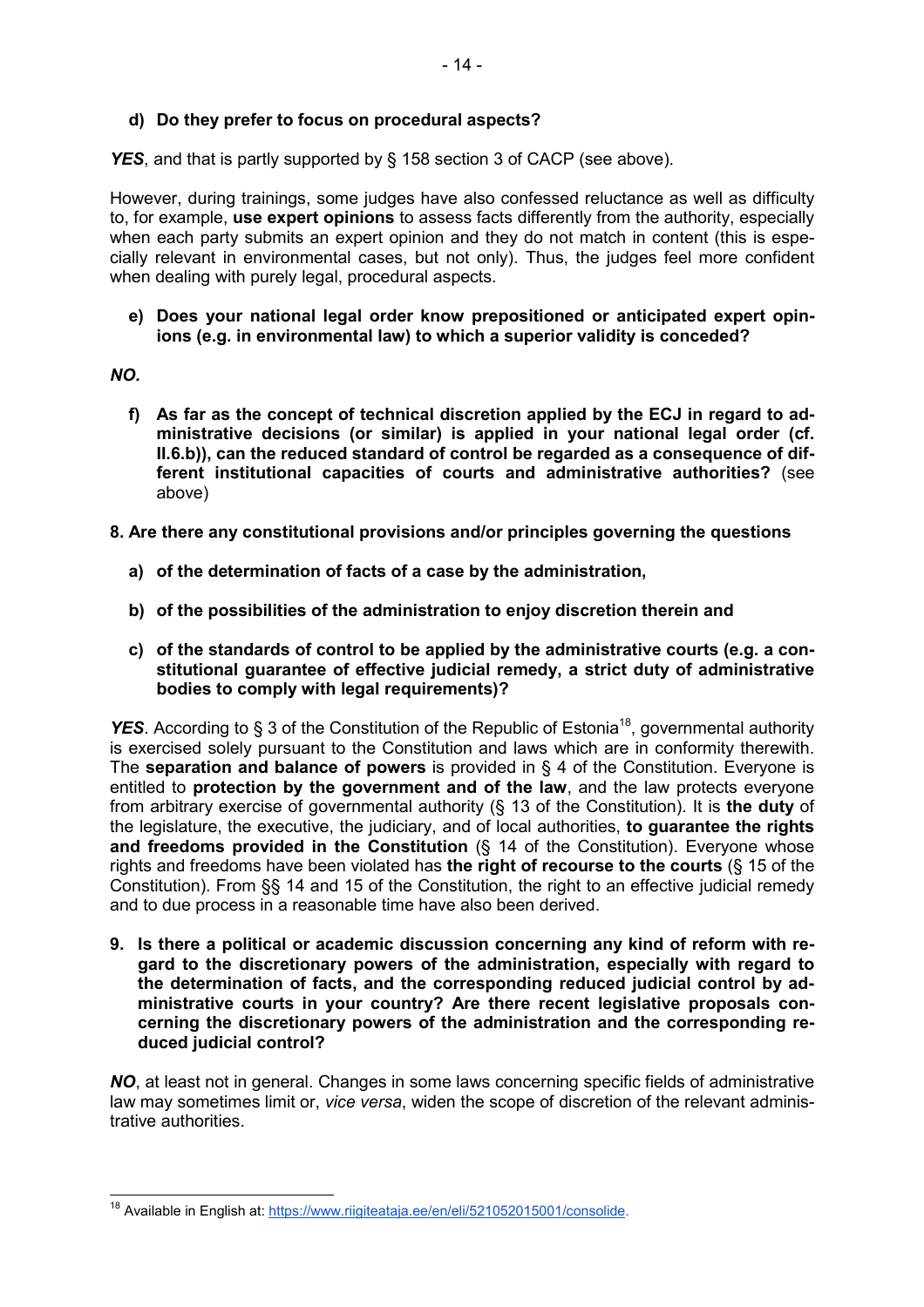**d) Do they prefer to focus on procedural aspects?**

***YES***, and that is partly supported by § 158 section 3 of CACP (see above).

However, during trainings, some judges have also confessed reluctance as well as difficulty to, for example, **use expert opinions** to assess facts differently from the authority, especially when each party submits an expert opinion and they do not match in content (this is especially relevant in environmental cases, but not only). Thus, the judges feel more confident when dealing with purely legal, procedural aspects.

**e) Does your national legal order know prepositioned or anticipated expert opinions (e.g. in environmental law) to which a superior validity is conceded?**

***NO.***

**f) As far as the concept of technical discretion applied by the ECJ in regard to administrative decisions (or similar) is applied in your national legal order (cf. II.6.b)), can the reduced standard of control be regarded as a consequence of different institutional capacities of courts and administrative authorities?** (see above)

**8. Are there any constitutional provisions and/or principles governing the questions**

**a) of the determination of facts of a case by the administration,**

**b) of the possibilities of the administration to enjoy discretion therein and**

**c) of the standards of control to be applied by the administrative courts (e.g. a constitutional guarantee of effective judicial remedy, a strict duty of administrative bodies to comply with legal requirements)?**

***YES***. According to § 3 of the Constitution of the Republic of Estonia[18], governmental authority is exercised solely pursuant to the Constitution and laws which are in conformity therewith. The **separation and balance of powers** is provided in § 4 of the Constitution. Everyone is entitled to **protection by the government and of the law**, and the law protects everyone from arbitrary exercise of governmental authority (§ 13 of the Constitution). It is **the duty** of the legislature, the executive, the judiciary, and of local authorities, **to guarantee the rights and freedoms provided in the Constitution** (§ 14 of the Constitution). Everyone whose rights and freedoms have been violated has **the right of recourse to the courts** (§ 15 of the Constitution). From §§ 14 and 15 of the Constitution, the right to an effective judicial remedy and to due process in a reasonable time have also been derived.

**9. Is there a political or academic discussion concerning any kind of reform with regard to the discretionary powers of the administration, especially with regard to the determination of facts, and the corresponding reduced judicial control by administrative courts in your country? Are there recent legislative proposals concerning the discretionary powers of the administration and the corresponding reduced judicial control?**

***NO***, at least not in general. Changes in some laws concerning specific fields of administrative law may sometimes limit or, *vice versa*, widen the scope of discretion of the relevant administrative authorities.

---

[18] Available in English at: https://www.riigiteataja.ee/en/eli/521052015001/consolide.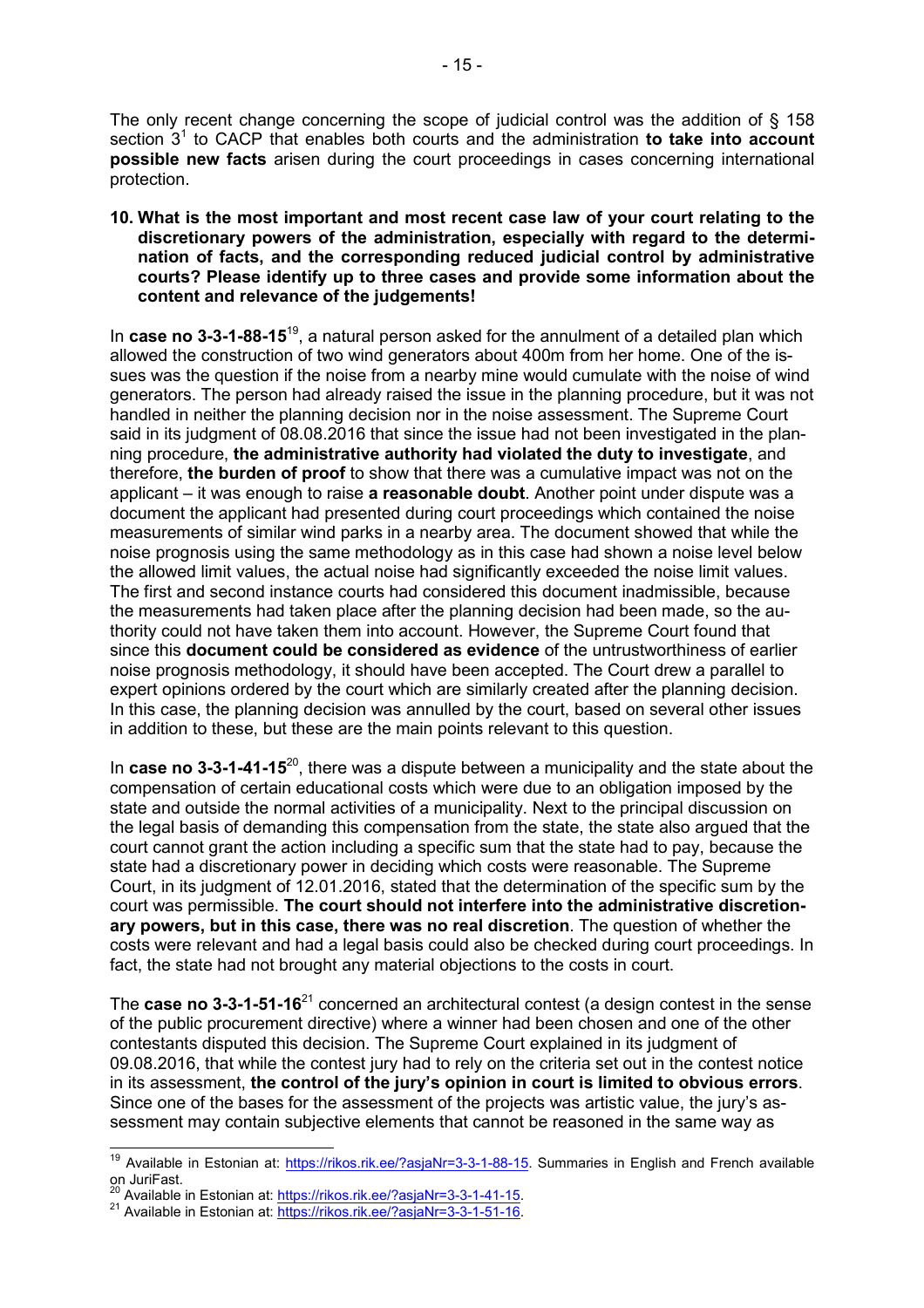The only recent change concerning the scope of judicial control was the addition of § 158 section 3[1] to CACP that enables both courts and the administration **to take into account possible new facts** arisen during the court proceedings in cases concerning international protection.

**10. What is the most important and most recent case law of your court relating to the discretionary powers of the administration, especially with regard to the determination of facts, and the corresponding reduced judicial control by administrative courts? Please identify up to three cases and provide some information about the content and relevance of the judgements!**

In **case no 3-3-1-88-15**[19], a natural person asked for the annulment of a detailed plan which allowed the construction of two wind generators about 400m from her home. One of the issues was the question if the noise from a nearby mine would cumulate with the noise of wind generators. The person had already raised the issue in the planning procedure, but it was not handled in neither the planning decision nor in the noise assessment. The Supreme Court said in its judgment of 08.08.2016 that since the issue had not been investigated in the planning procedure, **the administrative authority had violated the duty to investigate**, and therefore, **the burden of proof** to show that there was a cumulative impact was not on the applicant – it was enough to raise **a reasonable doubt**. Another point under dispute was a document the applicant had presented during court proceedings which contained the noise measurements of similar wind parks in a nearby area. The document showed that while the noise prognosis using the same methodology as in this case had shown a noise level below the allowed limit values, the actual noise had significantly exceeded the noise limit values. The first and second instance courts had considered this document inadmissible, because the measurements had taken place after the planning decision had been made, so the authority could not have taken them into account. However, the Supreme Court found that since this **document could be considered as evidence** of the untrustworthiness of earlier noise prognosis methodology, it should have been accepted. The Court drew a parallel to expert opinions ordered by the court which are similarly created after the planning decision. In this case, the planning decision was annulled by the court, based on several other issues in addition to these, but these are the main points relevant to this question.

In **case no 3-3-1-41-15**[20], there was a dispute between a municipality and the state about the compensation of certain educational costs which were due to an obligation imposed by the state and outside the normal activities of a municipality. Next to the principal discussion on the legal basis of demanding this compensation from the state, the state also argued that the court cannot grant the action including a specific sum that the state had to pay, because the state had a discretionary power in deciding which costs were reasonable. The Supreme Court, in its judgment of 12.01.2016, stated that the determination of the specific sum by the court was permissible. **The court should not interfere into the administrative discretionary powers, but in this case, there was no real discretion**. The question of whether the costs were relevant and had a legal basis could also be checked during court proceedings. In fact, the state had not brought any material objections to the costs in court.

The **case no 3-3-1-51-16**[21] concerned an architectural contest (a design contest in the sense of the public procurement directive) where a winner had been chosen and one of the other contestants disputed this decision. The Supreme Court explained in its judgment of 09.08.2016, that while the contest jury had to rely on the criteria set out in the contest notice in its assessment, **the control of the jury's opinion in court is limited to obvious errors**. Since one of the bases for the assessment of the projects was artistic value, the jury's assessment may contain subjective elements that cannot be reasoned in the same way as

---

[19] Available in Estonian at: https://rikos.rik.ee/?asjaNr=3-3-1-88-15. Summaries in English and French available on JuriFast.

[20] Available in Estonian at: https://rikos.rik.ee/?asjaNr=3-3-1-41-15.

[21] Available in Estonian at: https://rikos.rik.ee/?asjaNr=3-3-1-51-16.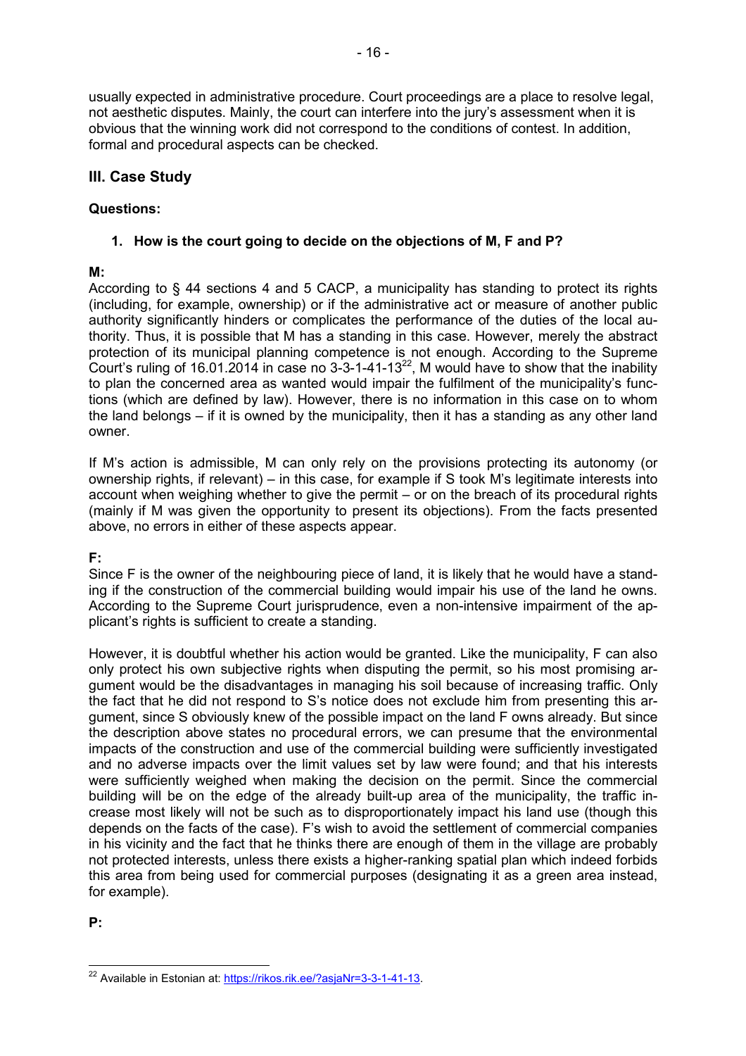usually expected in administrative procedure. Court proceedings are a place to resolve legal, not aesthetic disputes. Mainly, the court can interfere into the jury's assessment when it is obvious that the winning work did not correspond to the conditions of contest. In addition, formal and procedural aspects can be checked.

## III. Case Study

### Questions:

1. **How is the court going to decide on the objections of M, F and P?**

**M:**

According to § 44 sections 4 and 5 CACP, a municipality has standing to protect its rights (including, for example, ownership) or if the administrative act or measure of another public authority significantly hinders or complicates the performance of the duties of the local authority. Thus, it is possible that M has a standing in this case. However, merely the abstract protection of its municipal planning competence is not enough. According to the Supreme Court's ruling of 16.01.2014 in case no 3-3-1-41-13[22], M would have to show that the inability to plan the concerned area as wanted would impair the fulfilment of the municipality's functions (which are defined by law). However, there is no information in this case on to whom the land belongs – if it is owned by the municipality, then it has a standing as any other land owner.

If M's action is admissible, M can only rely on the provisions protecting its autonomy (or ownership rights, if relevant) – in this case, for example if S took M's legitimate interests into account when weighing whether to give the permit – or on the breach of its procedural rights (mainly if M was given the opportunity to present its objections). From the facts presented above, no errors in either of these aspects appear.

**F:**

Since F is the owner of the neighbouring piece of land, it is likely that he would have a standing if the construction of the commercial building would impair his use of the land he owns. According to the Supreme Court jurisprudence, even a non-intensive impairment of the applicant's rights is sufficient to create a standing.

However, it is doubtful whether his action would be granted. Like the municipality, F can also only protect his own subjective rights when disputing the permit, so his most promising argument would be the disadvantages in managing his soil because of increasing traffic. Only the fact that he did not respond to S's notice does not exclude him from presenting this argument, since S obviously knew of the possible impact on the land F owns already. But since the description above states no procedural errors, we can presume that the environmental impacts of the construction and use of the commercial building were sufficiently investigated and no adverse impacts over the limit values set by law were found; and that his interests were sufficiently weighed when making the decision on the permit. Since the commercial building will be on the edge of the already built-up area of the municipality, the traffic increase most likely will not be such as to disproportionately impact his land use (though this depends on the facts of the case). F's wish to avoid the settlement of commercial companies in his vicinity and the fact that he thinks there are enough of them in the village are probably not protected interests, unless there exists a higher-ranking spatial plan which indeed forbids this area from being used for commercial purposes (designating it as a green area instead, for example).

**P:**

[22] Available in Estonian at: https://rikos.rik.ee/?asjaNr=3-3-1-41-13.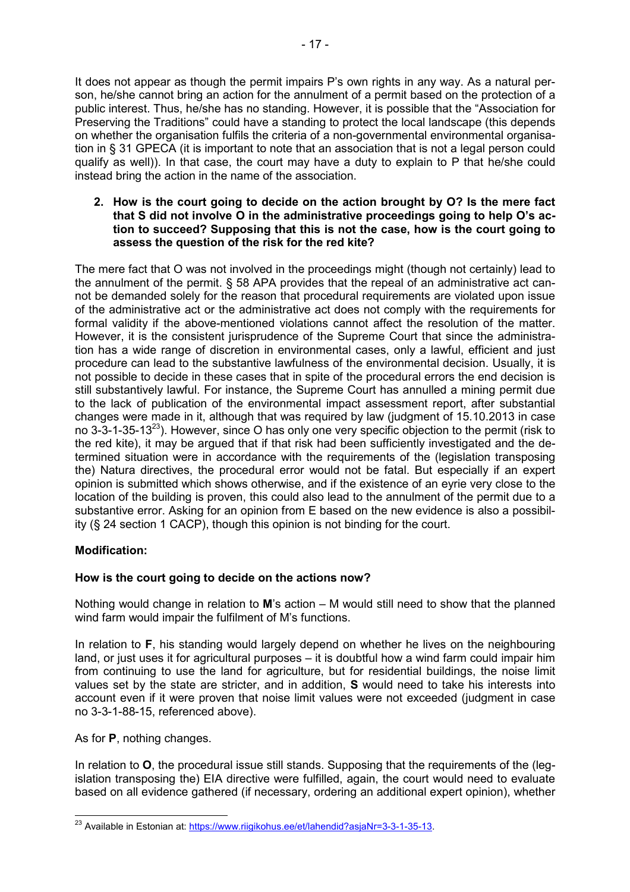It does not appear as though the permit impairs P's own rights in any way. As a natural person, he/she cannot bring an action for the annulment of a permit based on the protection of a public interest. Thus, he/she has no standing. However, it is possible that the "Association for Preserving the Traditions" could have a standing to protect the local landscape (this depends on whether the organisation fulfils the criteria of a non-governmental environmental organisation in § 31 GPECA (it is important to note that an association that is not a legal person could qualify as well)). In that case, the court may have a duty to explain to P that he/she could instead bring the action in the name of the association.

2. **How is the court going to decide on the action brought by O? Is the mere fact that S did not involve O in the administrative proceedings going to help O's action to succeed? Supposing that this is not the case, how is the court going to assess the question of the risk for the red kite?**

The mere fact that O was not involved in the proceedings might (though not certainly) lead to the annulment of the permit. § 58 APA provides that the repeal of an administrative act cannot be demanded solely for the reason that procedural requirements are violated upon issue of the administrative act or the administrative act does not comply with the requirements for formal validity if the above-mentioned violations cannot affect the resolution of the matter. However, it is the consistent jurisprudence of the Supreme Court that since the administration has a wide range of discretion in environmental cases, only a lawful, efficient and just procedure can lead to the substantive lawfulness of the environmental decision. Usually, it is not possible to decide in these cases that in spite of the procedural errors the end decision is still substantively lawful. For instance, the Supreme Court has annulled a mining permit due to the lack of publication of the environmental impact assessment report, after substantial changes were made in it, although that was required by law (judgment of 15.10.2013 in case no 3-3-1-35-13[23]). However, since O has only one very specific objection to the permit (risk to the red kite), it may be argued that if that risk had been sufficiently investigated and the determined situation were in accordance with the requirements of the (legislation transposing the) Natura directives, the procedural error would not be fatal. But especially if an expert opinion is submitted which shows otherwise, and if the existence of an eyrie very close to the location of the building is proven, this could also lead to the annulment of the permit due to a substantive error. Asking for an opinion from E based on the new evidence is also a possibility (§ 24 section 1 CACP), though this opinion is not binding for the court.

**Modification:**

**How is the court going to decide on the actions now?**

Nothing would change in relation to **M**'s action – M would still need to show that the planned wind farm would impair the fulfilment of M's functions.

In relation to **F**, his standing would largely depend on whether he lives on the neighbouring land, or just uses it for agricultural purposes – it is doubtful how a wind farm could impair him from continuing to use the land for agriculture, but for residential buildings, the noise limit values set by the state are stricter, and in addition, **S** would need to take his interests into account even if it were proven that noise limit values were not exceeded (judgment in case no 3-3-1-88-15, referenced above).

As for **P**, nothing changes.

In relation to **O**, the procedural issue still stands. Supposing that the requirements of the (legislation transposing the) EIA directive were fulfilled, again, the court would need to evaluate based on all evidence gathered (if necessary, ordering an additional expert opinion), whether

---

[23] Available in Estonian at: https://www.riigikohus.ee/et/lahendid?asjaNr=3-3-1-35-13.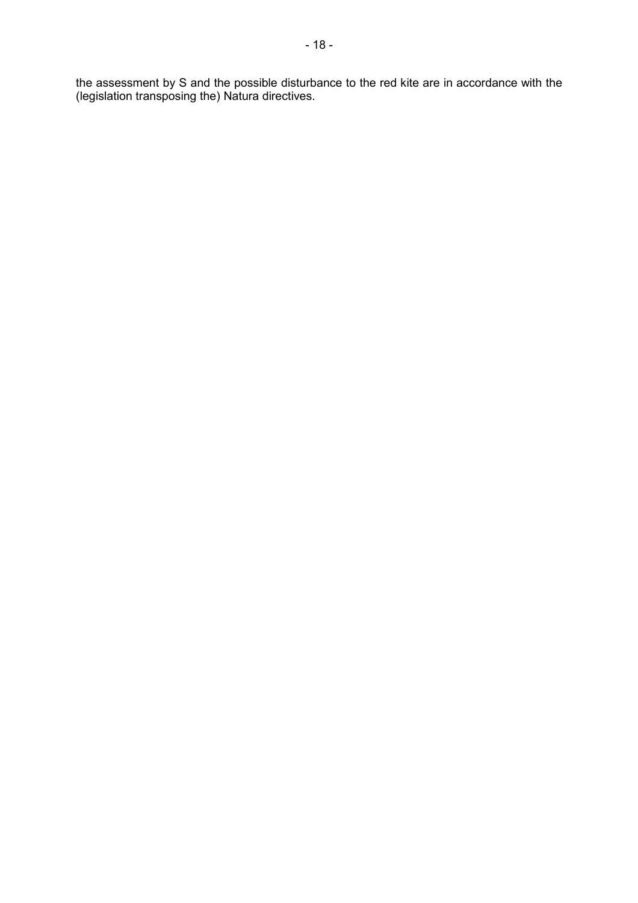the assessment by S and the possible disturbance to the red kite are in accordance with the (legislation transposing the) Natura directives.